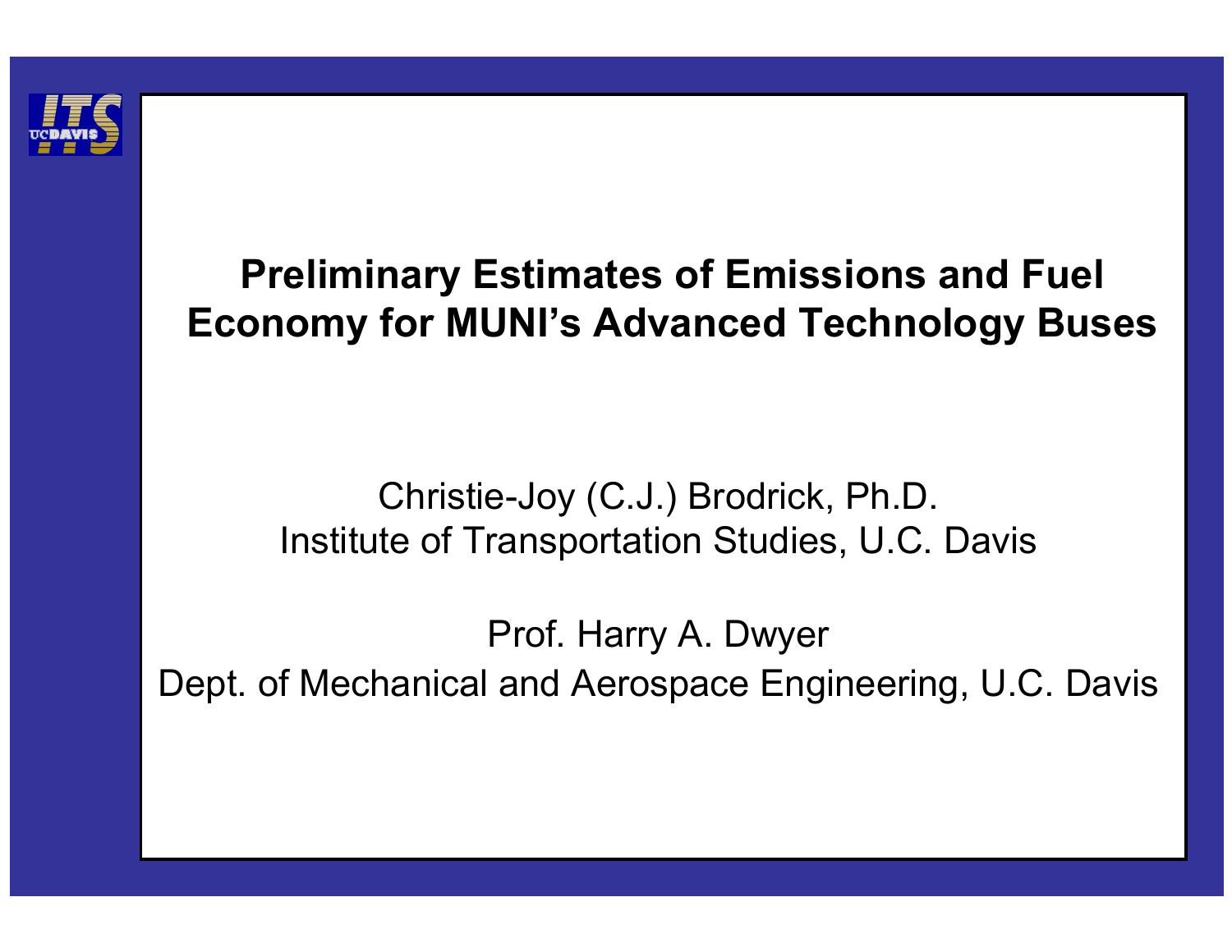# Preliminary Estimates of Emissions and Fuel Economy for MUNI's Advanced Technology Buses

Christie-Joy (C.J.) Brodrick, Ph.D.
Institute of Transportation Studies, U.C. Davis

Prof. Harry A. Dwyer
Dept. of Mechanical and Aerospace Engineering, U.C. Davis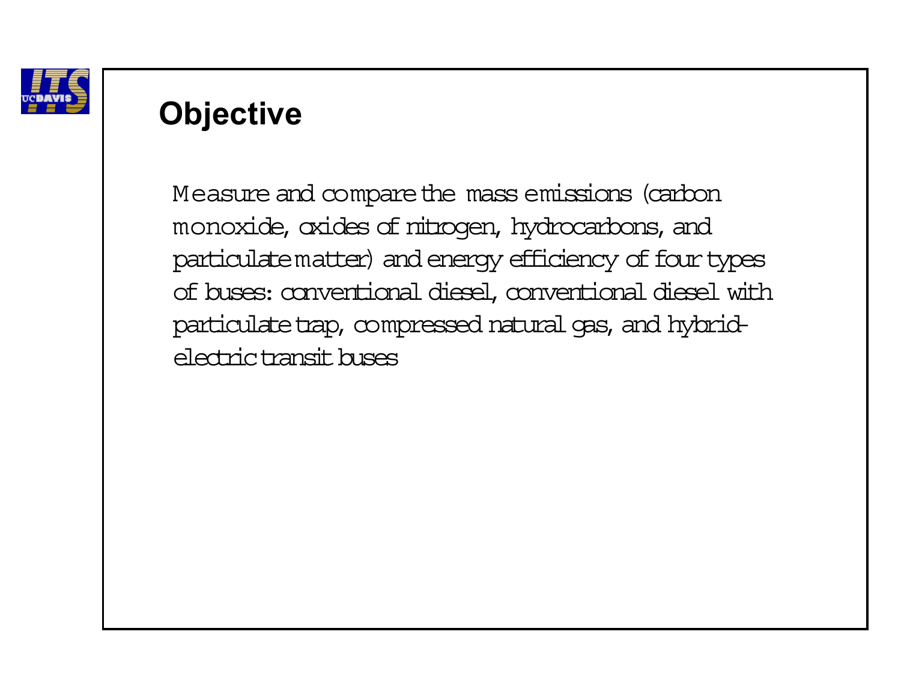## Objective

Measure and compare the mass emissions (carbon monoxide, oxides of nitrogen, hydrocarbons, and particulate matter) and energy efficiency of four types of buses: conventional diesel, conventional diesel with particulate trap, compressed natural gas, and hybrid-electric transit buses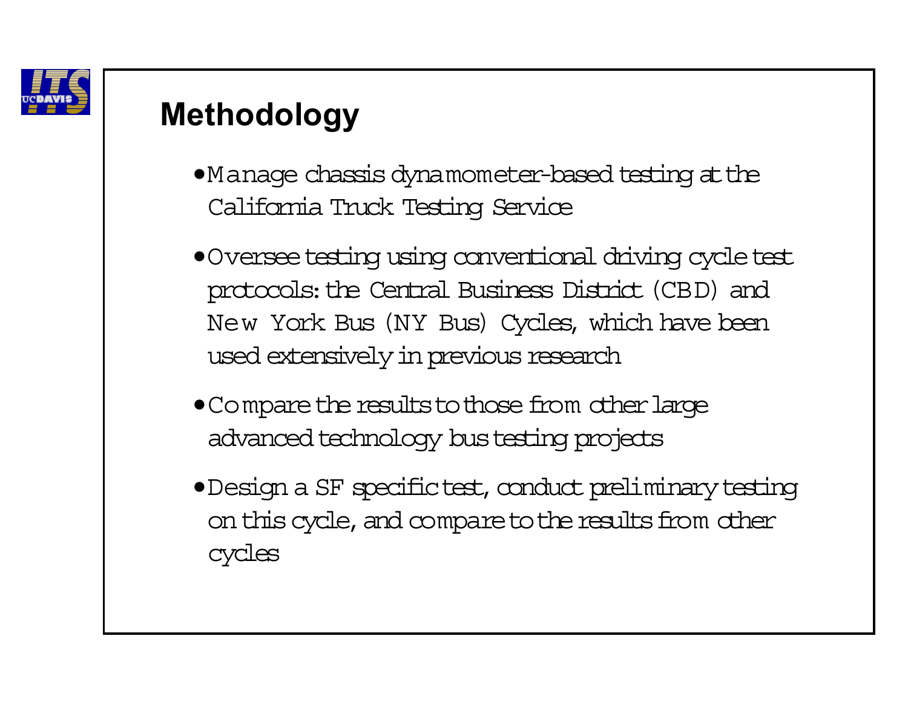## Methodology

- Manage chassis dynamometer-based testing at the California Truck Testing Service
- Oversee testing using conventional driving cycle test protocols: the Central Business District (CBD) and New York Bus (NY Bus) Cycles, which have been used extensively in previous research
- Compare the results to those from other large advanced technology bus testing projects
- Design a SF specific test, conduct preliminary testing on this cycle, and compare to the results from other cycles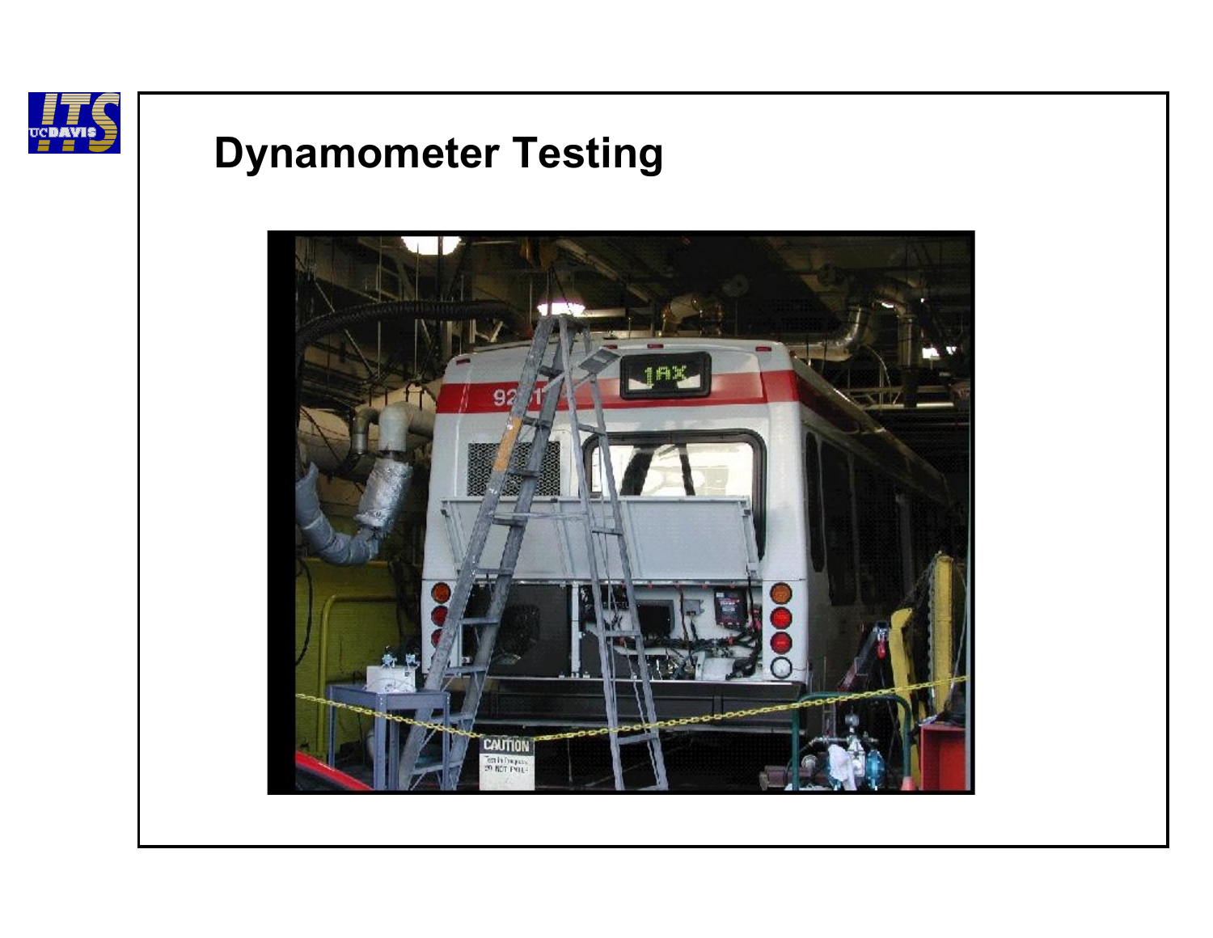# Dynamometer Testing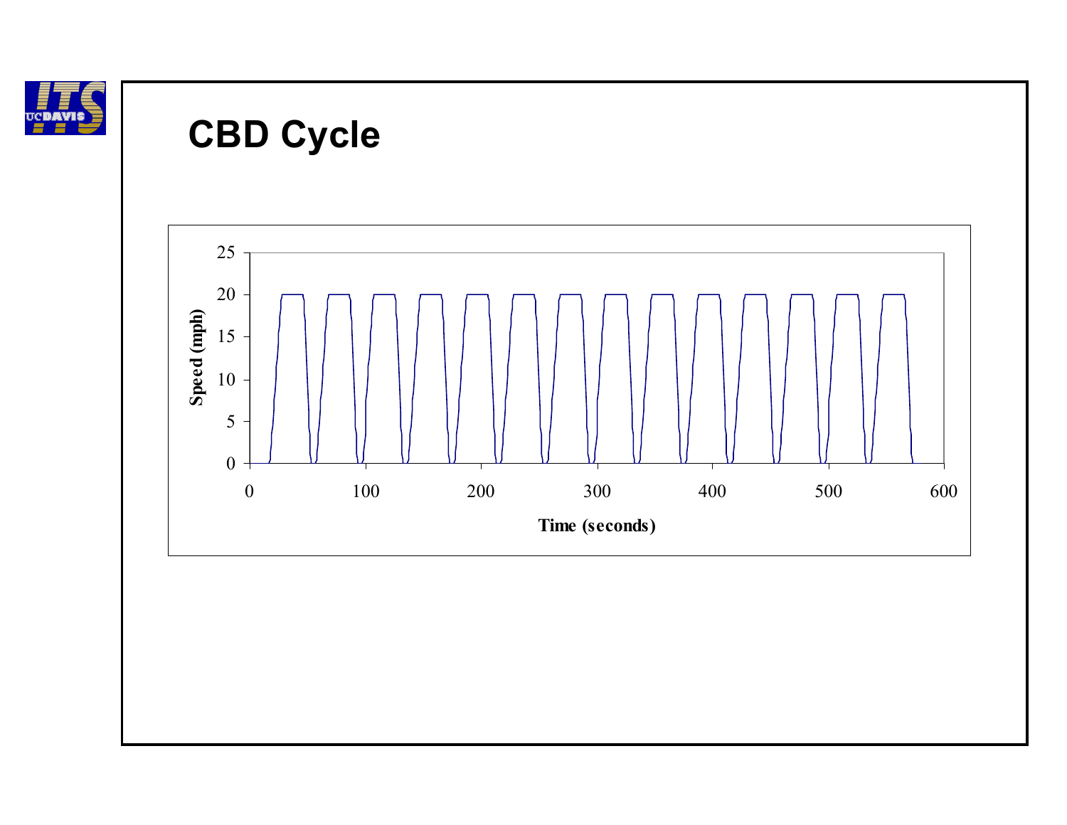# CBD Cycle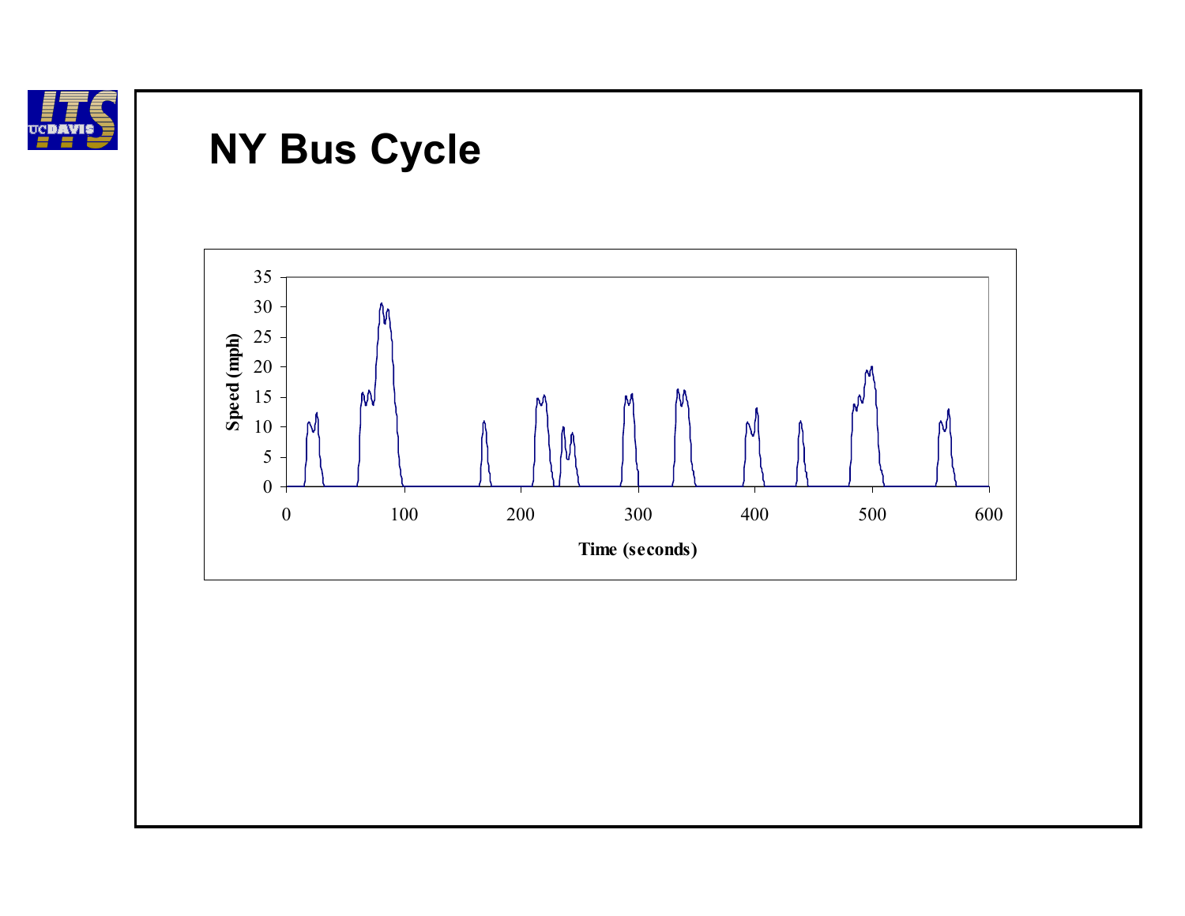# NY Bus Cycle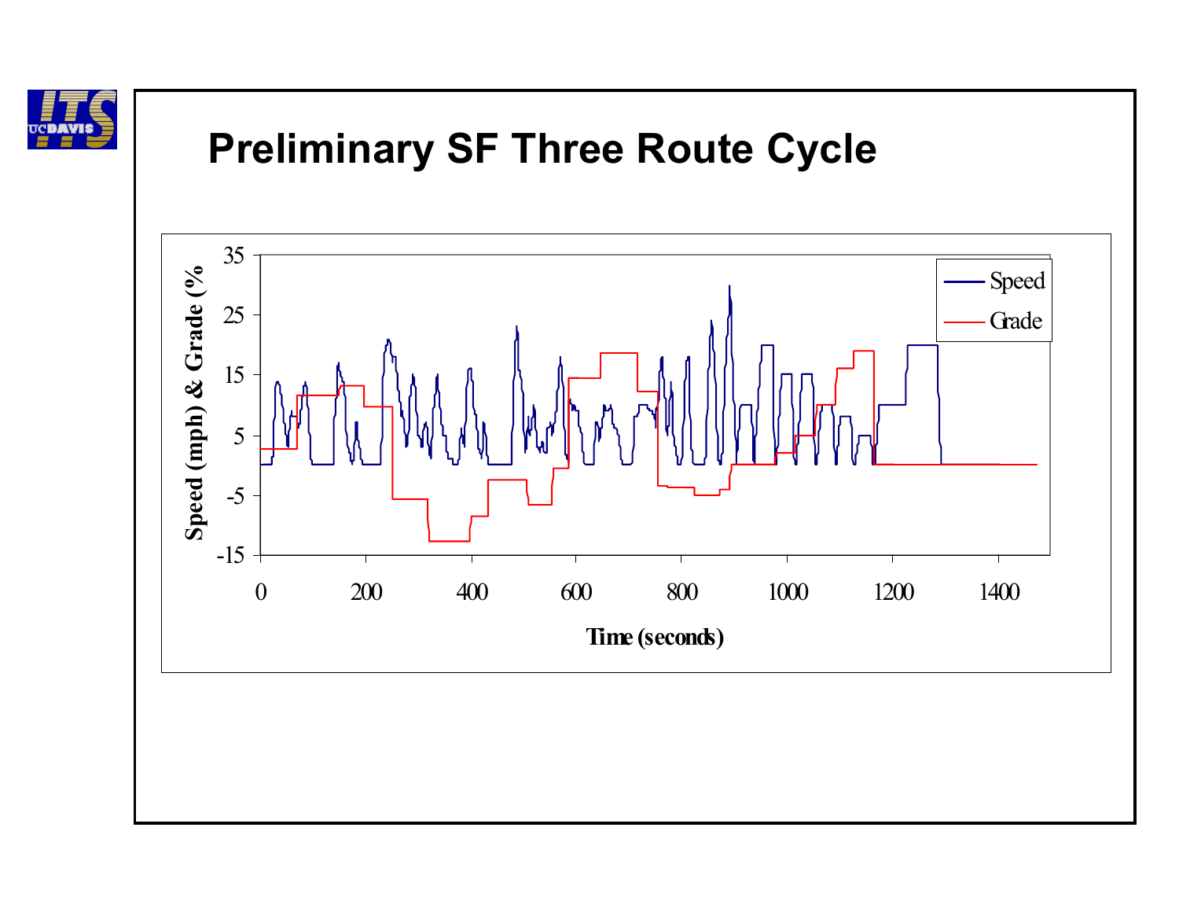# Preliminary SF Three Route Cycle

Speed (mph) & Grade (%

Time (seconds)

Speed

Grade

35
25
15
5
-5
-15

0 200 400 600 800 1000 1200 1400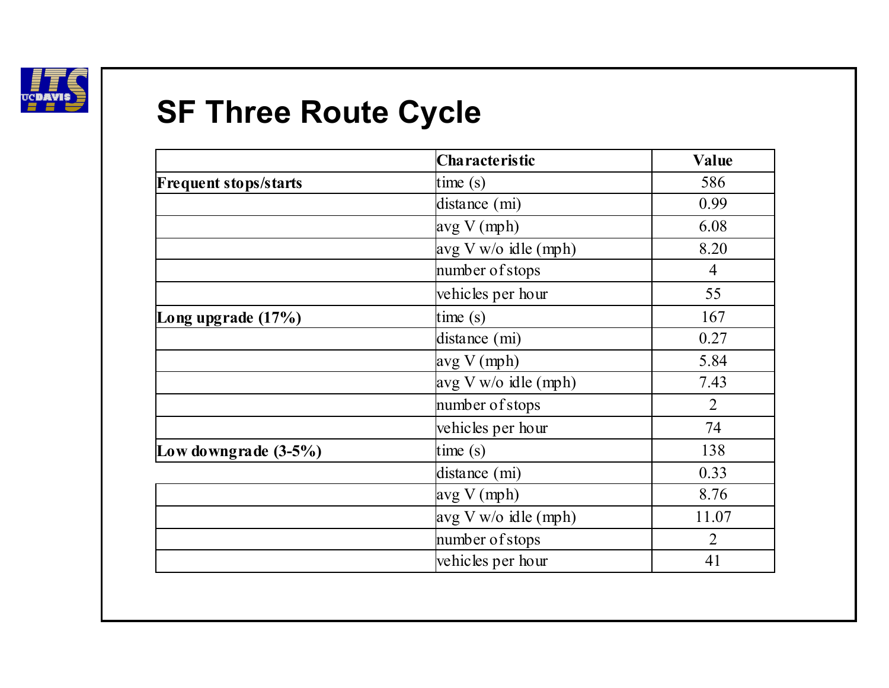# SF Three Route Cycle

| | Characteristic | Value |
|---|---|---|
| **Frequent stops/starts** | time (s) | 586 |
| | distance (mi) | 0.99 |
| | avg V (mph) | 6.08 |
| | avg V w/o idle (mph) | 8.20 |
| | number of stops | 4 |
| | vehicles per hour | 55 |
| **Long upgrade (17%)** | time (s) | 167 |
| | distance (mi) | 0.27 |
| | avg V (mph) | 5.84 |
| | avg V w/o idle (mph) | 7.43 |
| | number of stops | 2 |
| | vehicles per hour | 74 |
| **Low downgrade (3-5%)** | time (s) | 138 |
| | distance (mi) | 0.33 |
| | avg V (mph) | 8.76 |
| | avg V w/o idle (mph) | 11.07 |
| | number of stops | 2 |
| | vehicles per hour | 41 |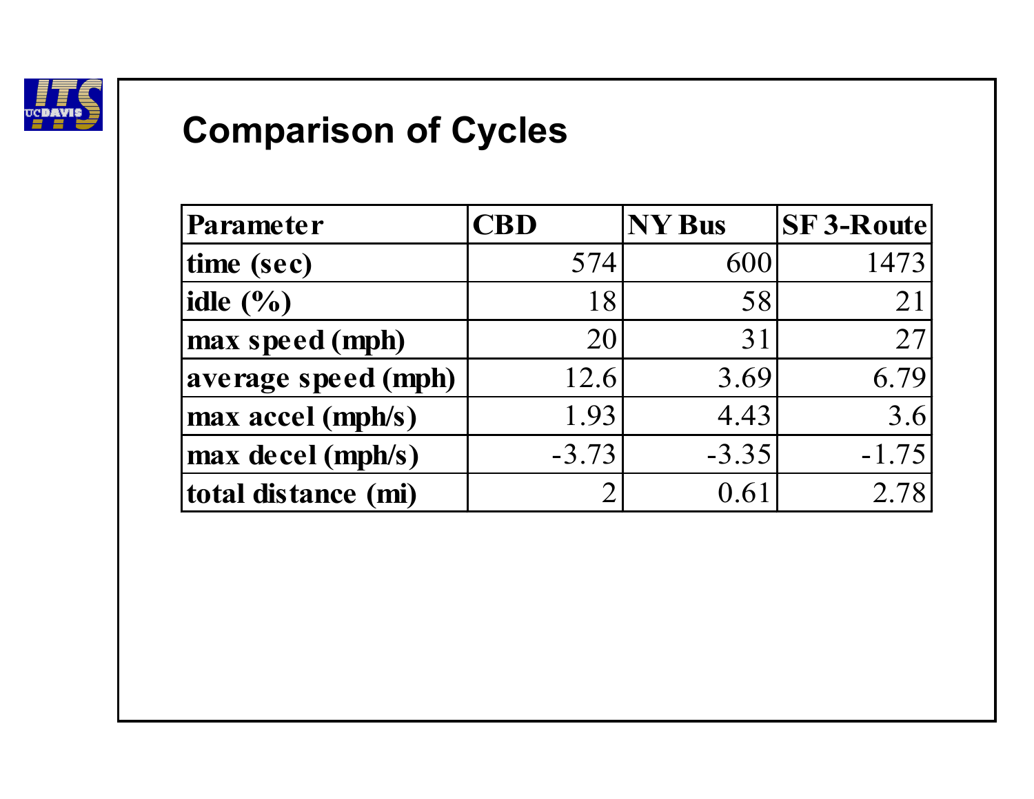## Comparison of Cycles

| Parameter | CBD | NY Bus | SF 3-Route |
|---|---|---|---|
| time (sec) | 574 | 600 | 1473 |
| idle (%) | 18 | 58 | 21 |
| max speed (mph) | 20 | 31 | 27 |
| average speed (mph) | 12.6 | 3.69 | 6.79 |
| max accel (mph/s) | 1.93 | 4.43 | 3.6 |
| max decel (mph/s) | -3.73 | -3.35 | -1.75 |
| total distance (mi) | 2 | 0.61 | 2.78 |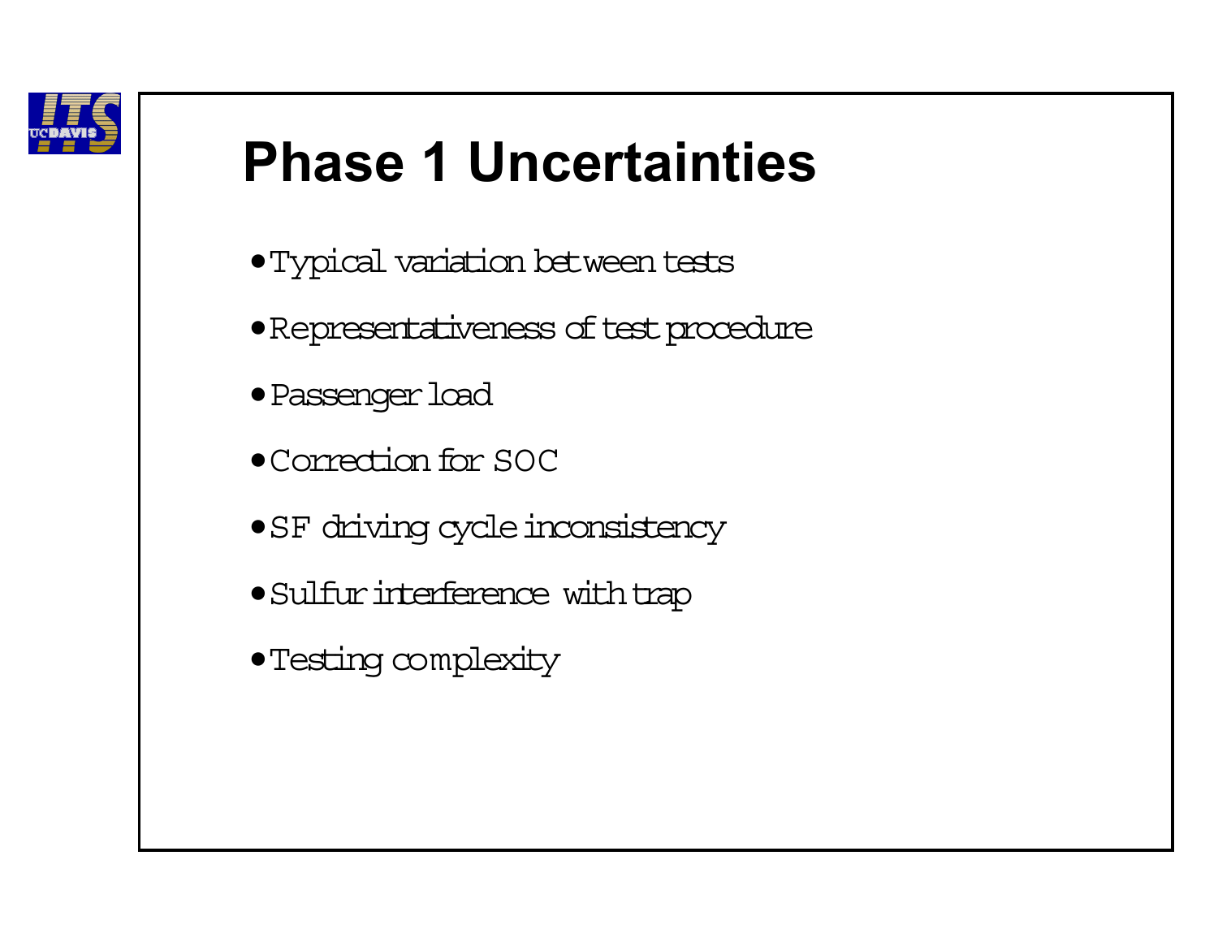# Phase 1 Uncertainties

- Typical variation between tests
- Representativeness of test procedure
- Passenger load
- Correction for SOC
- SF driving cycle inconsistency
- Sulfur interference with trap
- Testing complexity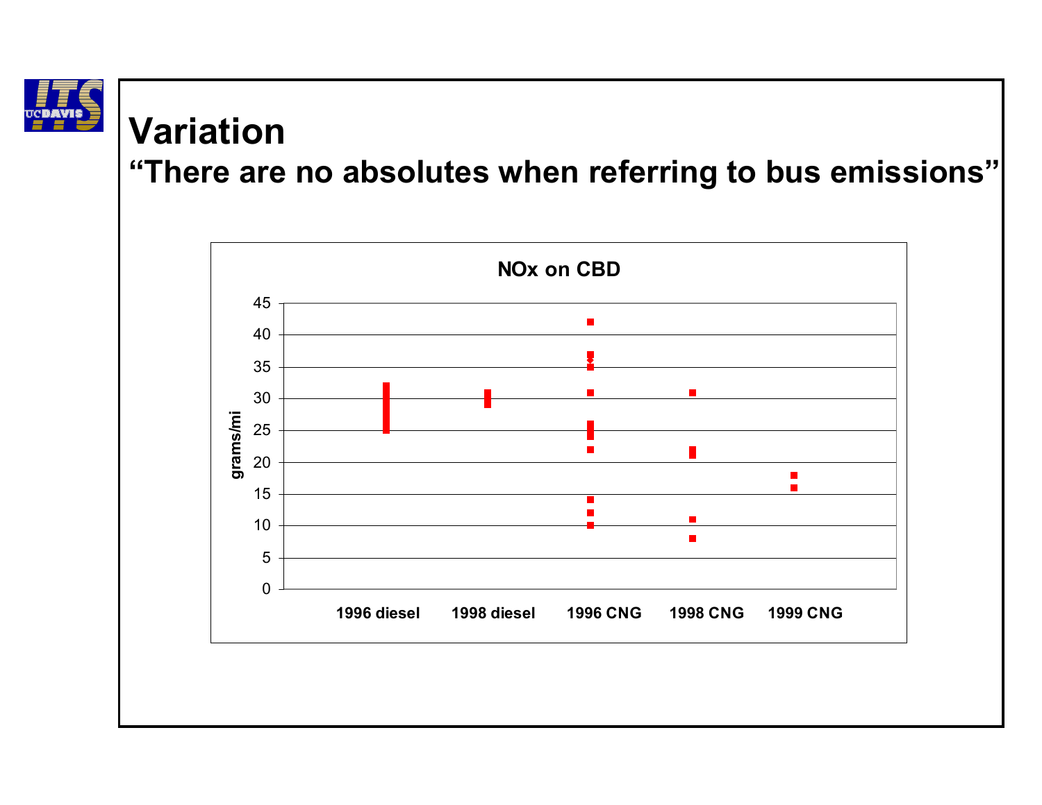# Variation

## "There are no absolutes when referring to bus emissions"

**NOx on CBD**

grams/mi

45
40
35
30
25
20
15
10
5
0

1996 diesel | 1998 diesel | 1996 CNG | 1998 CNG | 1999 CNG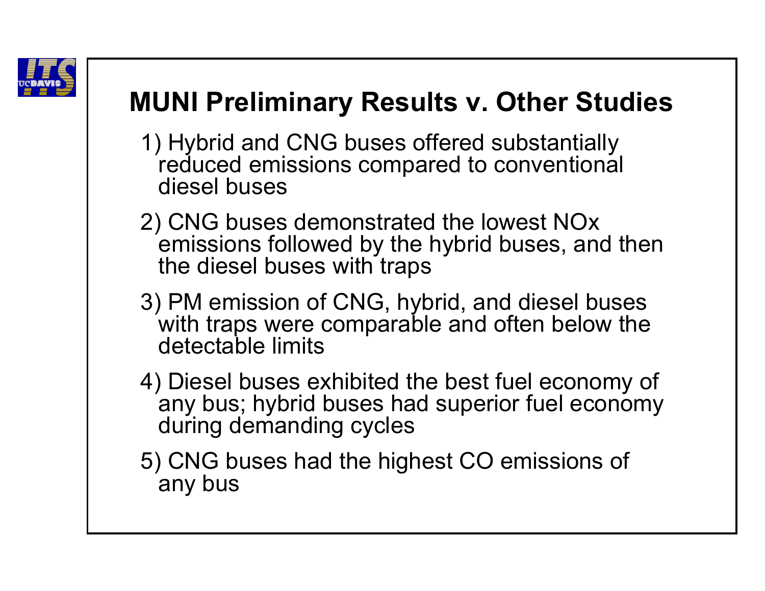## MUNI Preliminary Results v. Other Studies

1) Hybrid and CNG buses offered substantially reduced emissions compared to conventional diesel buses

2) CNG buses demonstrated the lowest NOx emissions followed by the hybrid buses, and then the diesel buses with traps

3) PM emission of CNG, hybrid, and diesel buses with traps were comparable and often below the detectable limits

4) Diesel buses exhibited the best fuel economy of any bus; hybrid buses had superior fuel economy during demanding cycles

5) CNG buses had the highest CO emissions of any bus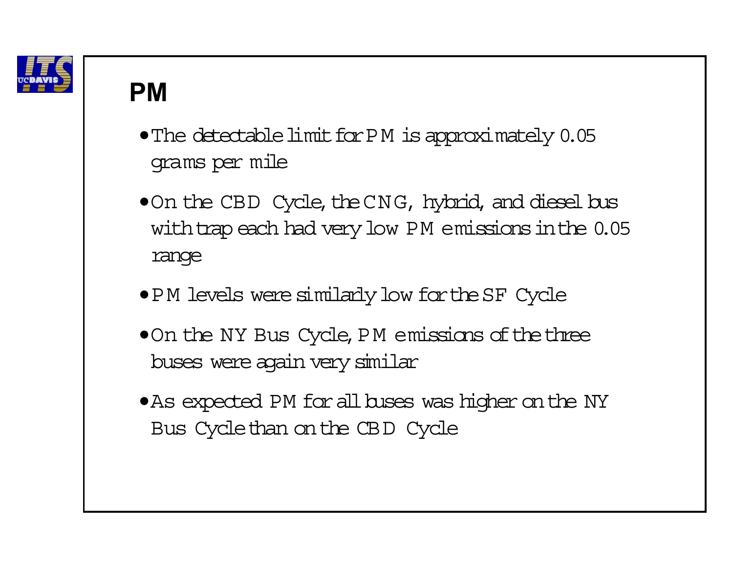## PM

- The detectable limit for PM is approximately 0.05 grams per mile
- On the CBD Cycle, the CNG, hybrid, and diesel bus with trap each had very low PM emissions in the 0.05 range
- PM levels were similarly low for the SF Cycle
- On the NY Bus Cycle, PM emissions of the three buses were again very similar
- As expected PM for all buses was higher on the NY Bus Cycle than on the CBD Cycle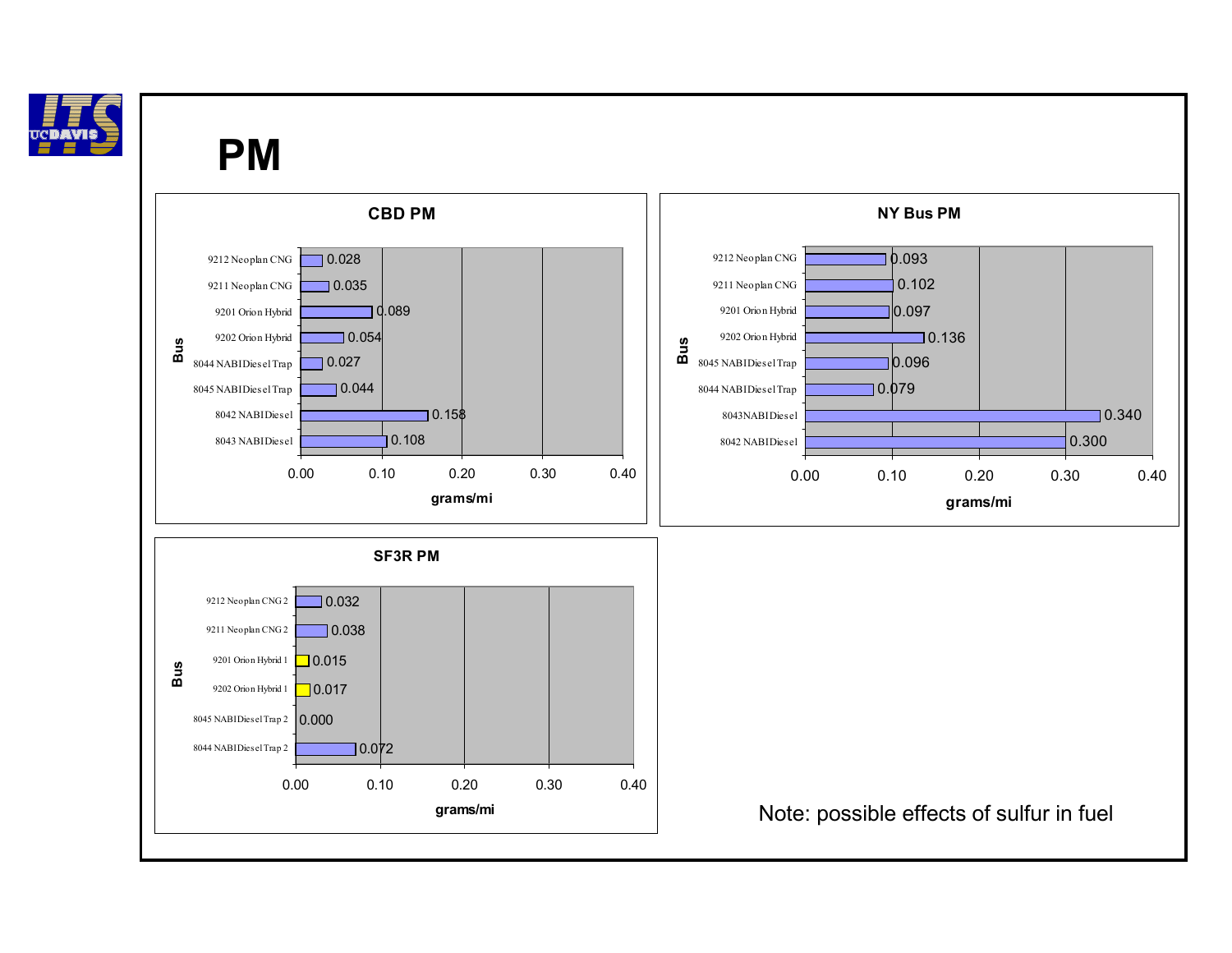# PM

**CBD PM**

| Bus | grams/mi |
|---|---|
| 9212 Neoplan CNG | 0.028 |
| 9211 Neoplan CNG | 0.035 |
| 9201 Orion Hybrid | 0.089 |
| 9202 Orion Hybrid | 0.054 |
| 8044 NABIDiesel Trap | 0.027 |
| 8045 NABIDiesel Trap | 0.044 |
| 8042 NABIDiesel | 0.158 |
| 8043 NABIDiesel | 0.108 |

**NY Bus PM**

| Bus | grams/mi |
|---|---|
| 9212 Neoplan CNG | 0.093 |
| 9211 Neoplan CNG | 0.102 |
| 9201 Orion Hybrid | 0.097 |
| 9202 Orion Hybrid | 0.136 |
| 8045 NABIDiesel Trap | 0.096 |
| 8044 NABIDiesel Trap | 0.079 |
| 8043NABIDiesel | 0.340 |
| 8042 NABIDiesel | 0.300 |

**SF3R PM**

| Bus | grams/mi |
|---|---|
| 9212 Neoplan CNG 2 | 0.032 |
| 9211 Neoplan CNG 2 | 0.038 |
| 9201 Orion Hybrid 1 | 0.015 |
| 9202 Orion Hybrid 1 | 0.017 |
| 8045 NABIDiesel Trap 2 | 0.000 |
| 8044 NABIDiesel Trap 2 | 0.072 |

Note: possible effects of sulfur in fuel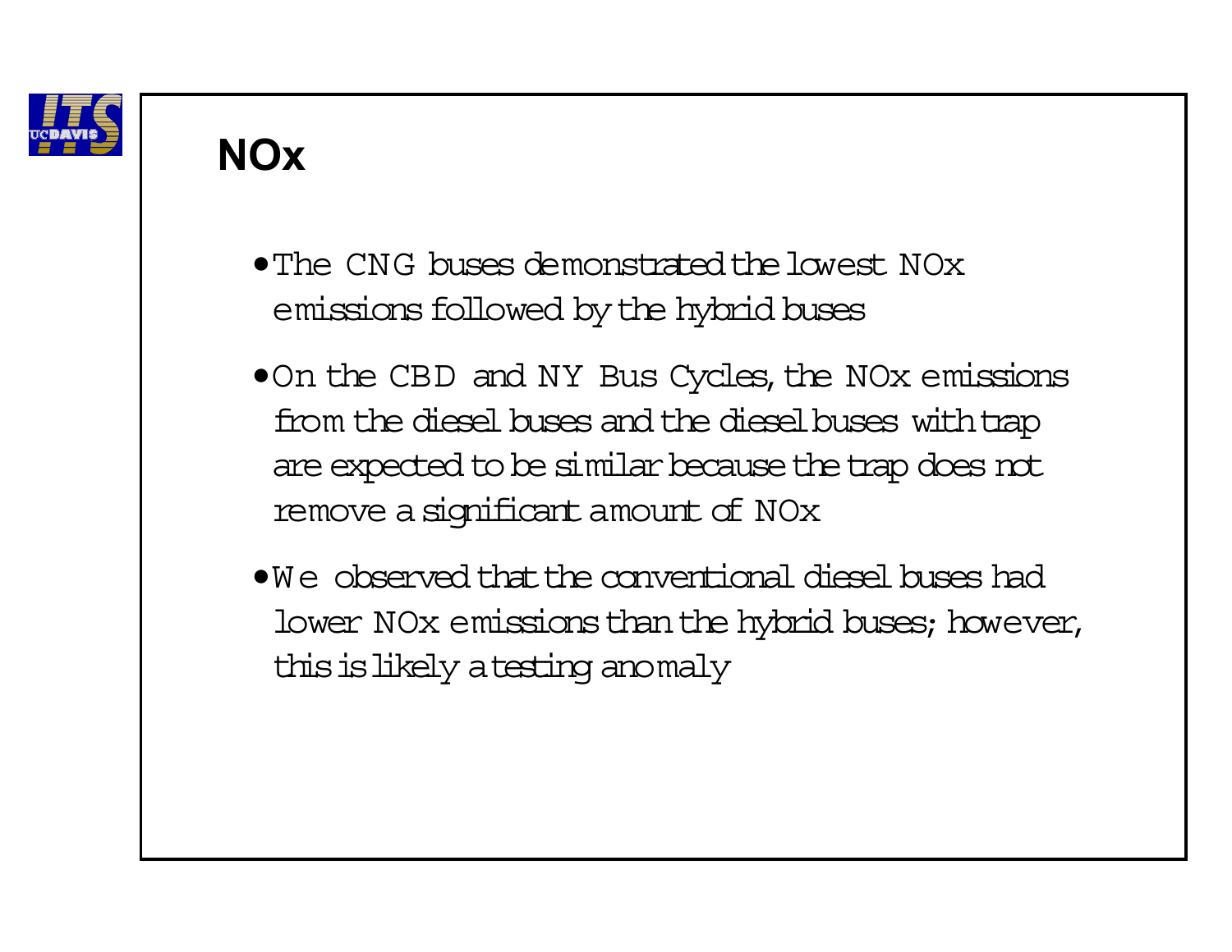# NOx

- The CNG buses demonstrated the lowest NOx emissions followed by the hybrid buses
- On the CBD and NY Bus Cycles, the NOx emissions from the diesel buses and the diesel buses with trap are expected to be similar because the trap does not remove a significant amount of NOx
- We observed that the conventional diesel buses had lower NOx emissions than the hybrid buses; however, this is likely a testing anomaly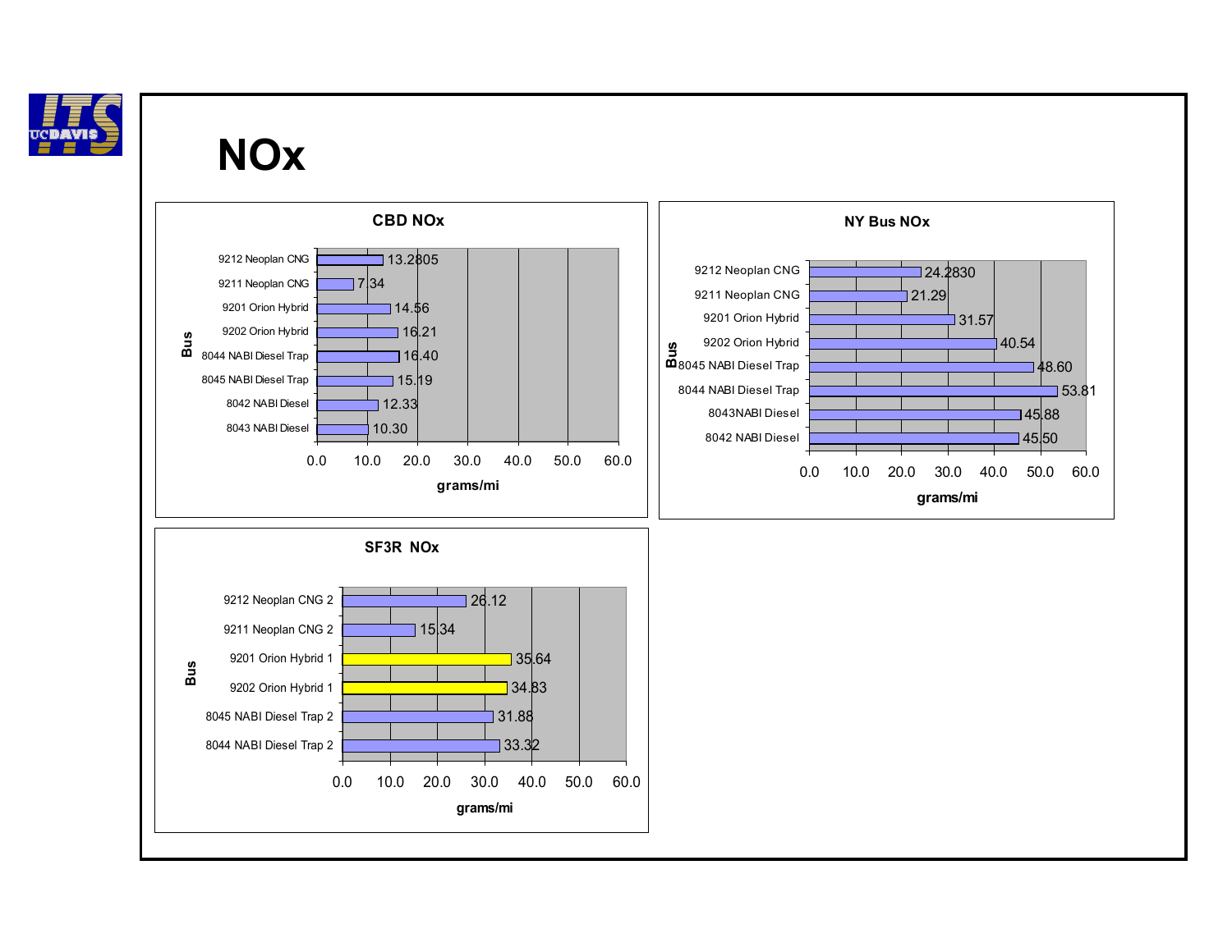# NOx

**CBD NOx**

| Bus | grams/mi |
|---|---|
| 9212 Neoplan CNG | 13.2805 |
| 9211 Neoplan CNG | 7.34 |
| 9201 Orion Hybrid | 14.56 |
| 9202 Orion Hybrid | 16.21 |
| 8044 NABI Diesel Trap | 16.40 |
| 8045 NABI Diesel Trap | 15.19 |
| 8042 NABI Diesel | 12.33 |
| 8043 NABI Diesel | 10.30 |

**NY Bus NOx**

| Bus | grams/mi |
|---|---|
| 9212 Neoplan CNG | 24.2830 |
| 9211 Neoplan CNG | 21.29 |
| 9201 Orion Hybrid | 31.57 |
| 9202 Orion Hybrid | 40.54 |
| 8045 NABI Diesel Trap | 48.60 |
| 8044 NABI Diesel Trap | 53.81 |
| 8043NABI Diesel | 45.88 |
| 8042 NABI Diesel | 45.50 |

**SF3R NOx**

| Bus | grams/mi |
|---|---|
| 9212 Neoplan CNG 2 | 26.12 |
| 9211 Neoplan CNG 2 | 15.34 |
| 9201 Orion Hybrid 1 | 35.64 |
| 9202 Orion Hybrid 1 | 34.83 |
| 8045 NABI Diesel Trap 2 | 31.88 |
| 8044 NABI Diesel Trap 2 | 33.32 |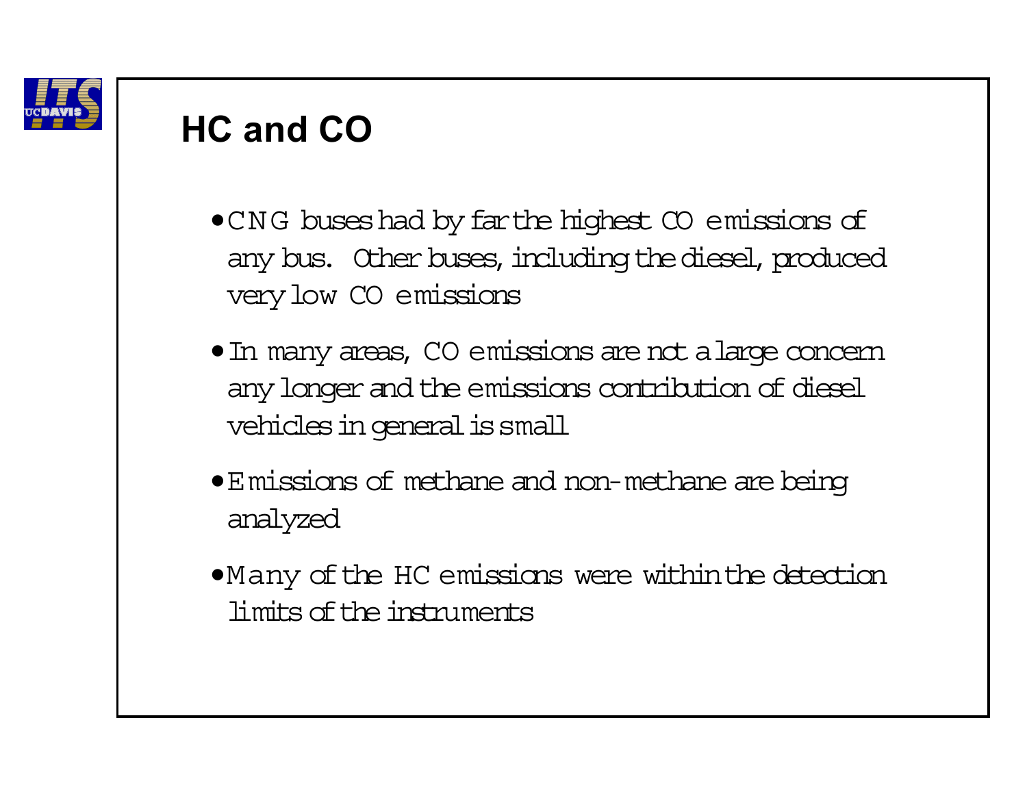## HC and CO

- CNG buses had by far the highest CO emissions of any bus. Other buses, including the diesel, produced very low CO emissions
- In many areas, CO emissions are not a large concern any longer and the emissions contribution of diesel vehicles in general is small
- Emissions of methane and non-methane are being analyzed
- Many of the HC emissions were within the detection limits of the instruments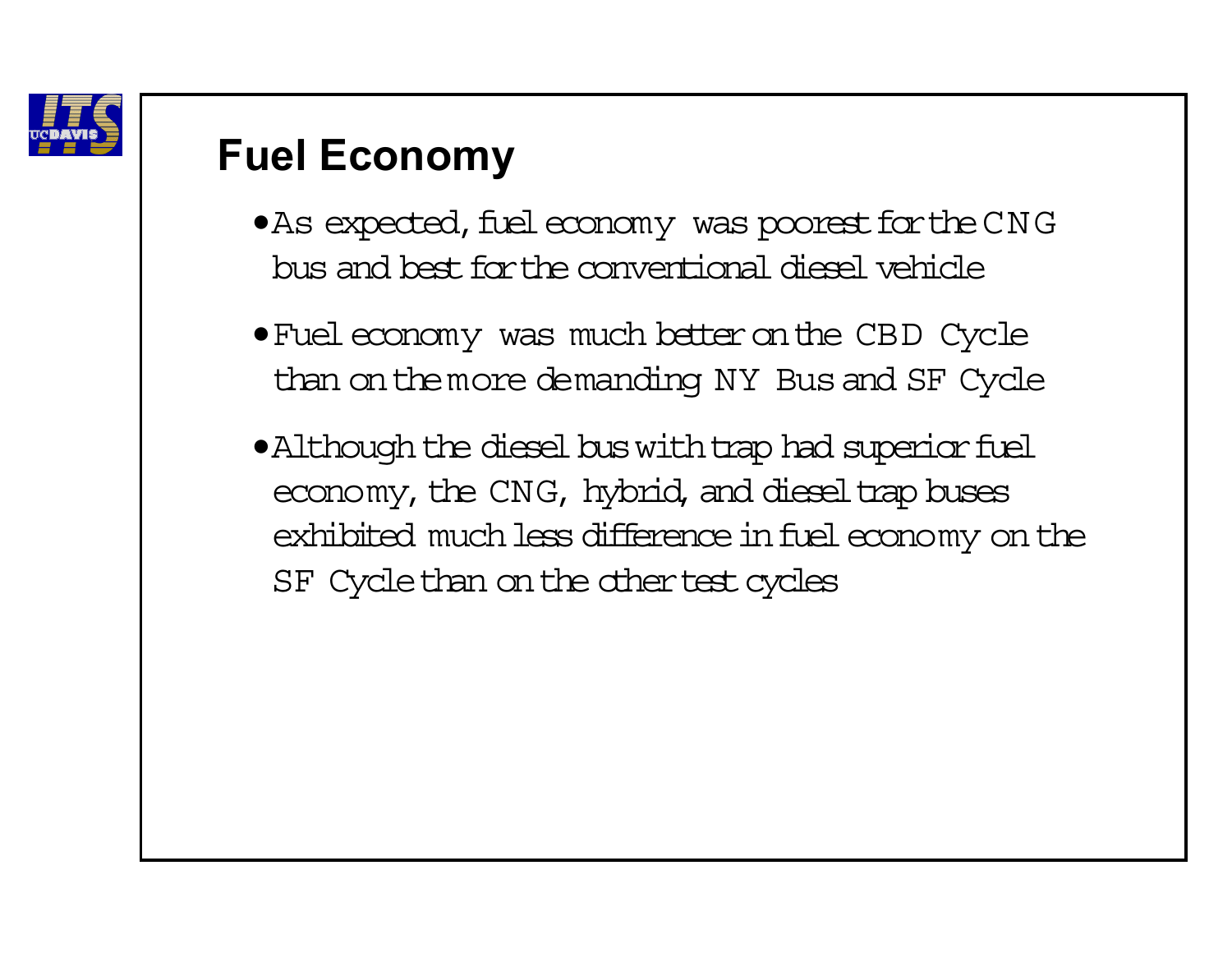## Fuel Economy

- As expected, fuel economy was poorest for the CNG bus and best for the conventional diesel vehicle
- Fuel economy was much better on the CBD Cycle than on the more demanding NY Bus and SF Cycle
- Although the diesel bus with trap had superior fuel economy, the CNG, hybrid, and diesel trap buses exhibited much less difference in fuel economy on the SF Cycle than on the other test cycles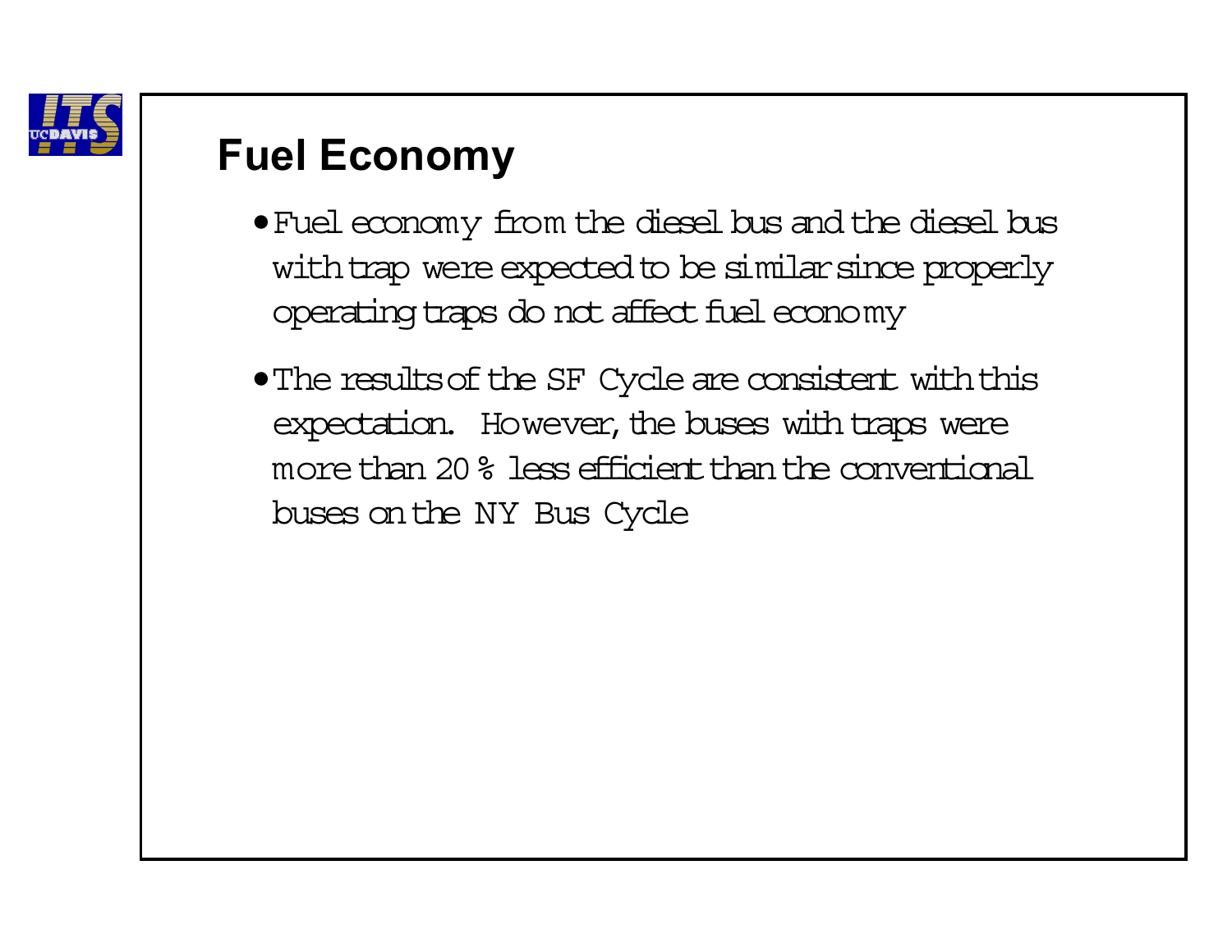## Fuel Economy

- Fuel economy from the diesel bus and the diesel bus with trap were expected to be similar since properly operating traps do not affect fuel economy
- The results of the SF Cycle are consistent with this expectation. However, the buses with traps were more than 20 % less efficient than the conventional buses on the NY Bus Cycle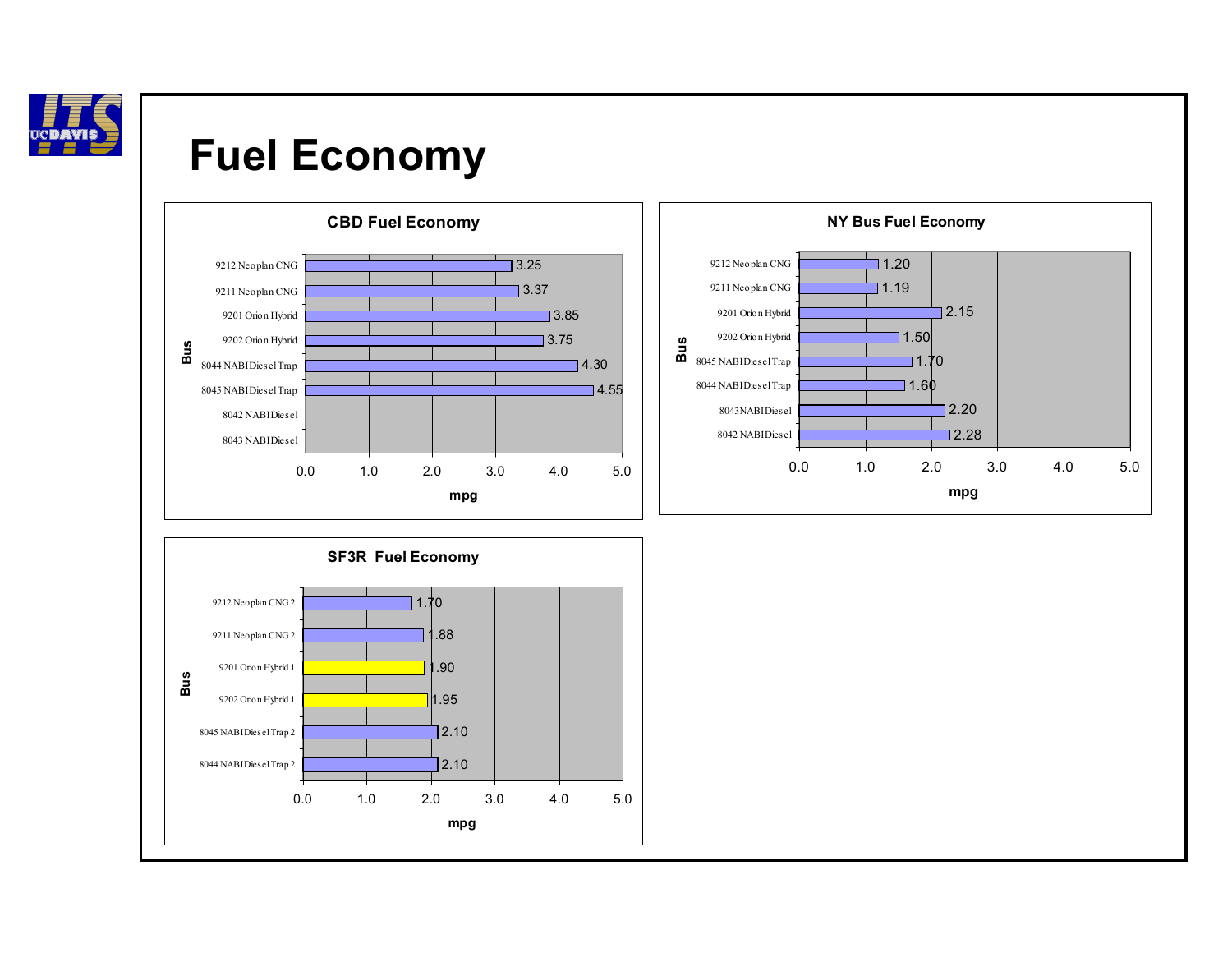# Fuel Economy

### CBD Fuel Economy

| Bus | mpg |
|---|---|
| 9212 Neoplan CNG | 3.25 |
| 9211 Neoplan CNG | 3.37 |
| 9201 Orion Hybrid | 3.85 |
| 9202 Orion Hybrid | 3.75 |
| 8044 NABI Diesel Trap | 4.30 |
| 8045 NABI Diesel Trap | 4.55 |
| 8042 NABI Diesel | |
| 8043 NABI Diesel | |

### NY Bus Fuel Economy

| Bus | mpg |
|---|---|
| 9212 Neoplan CNG | 1.20 |
| 9211 Neoplan CNG | 1.19 |
| 9201 Orion Hybrid | 2.15 |
| 9202 Orion Hybrid | 1.50 |
| 8045 NABI Diesel Trap | 1.70 |
| 8044 NABI Diesel Trap | 1.60 |
| 8043 NABI Diesel | 2.20 |
| 8042 NABI Diesel | 2.28 |

### SF3R Fuel Economy

| Bus | mpg |
|---|---|
| 9212 Neoplan CNG 2 | 1.70 |
| 9211 Neoplan CNG 2 | 1.88 |
| 9201 Orion Hybrid 1 | 1.90 |
| 9202 Orion Hybrid 1 | 1.95 |
| 8045 NABI Diesel Trap 2 | 2.10 |
| 8044 NABI Diesel Trap 2 | 2.10 |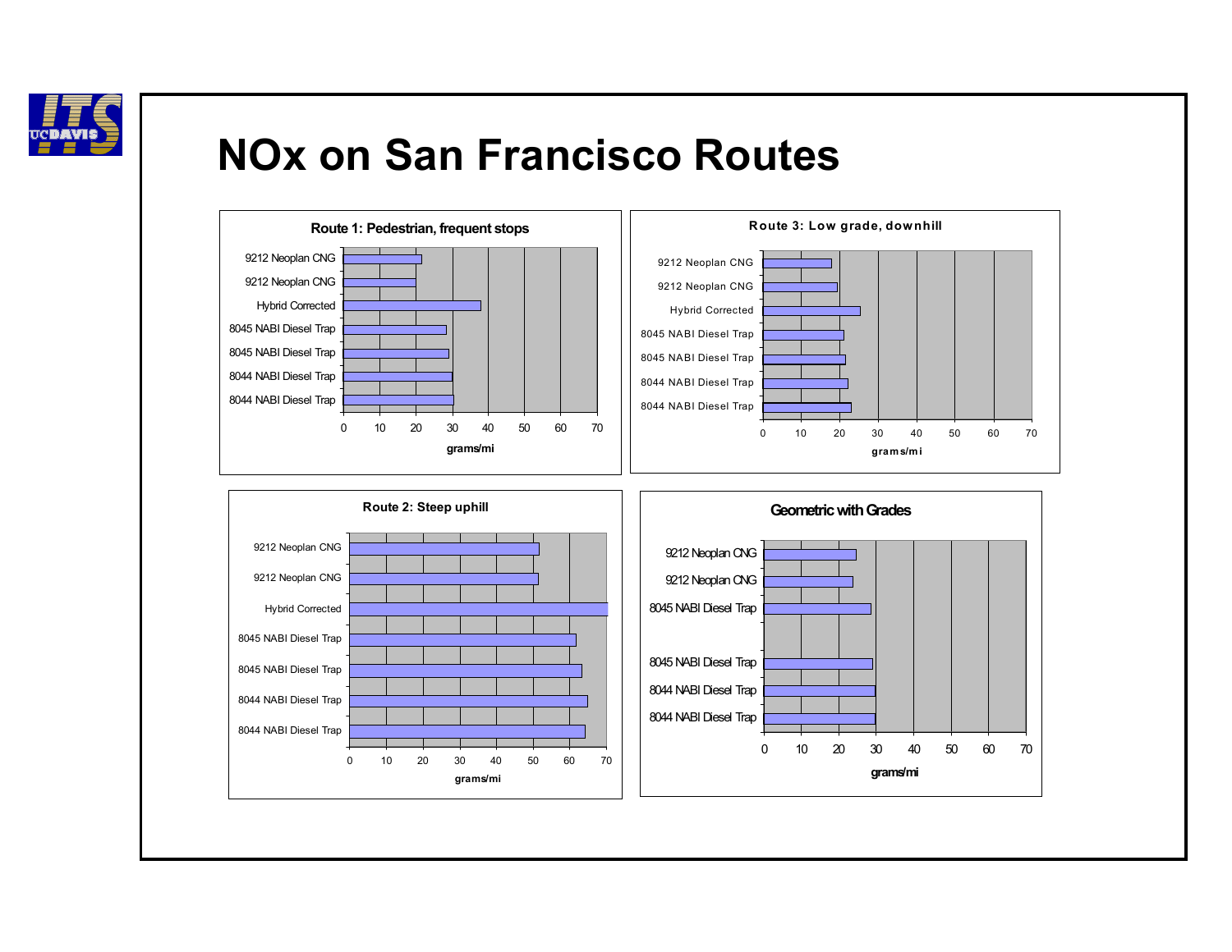# NOx on San Francisco Routes

**Route 1: Pedestrian, frequent stops**

- 9212 Neoplan CNG
- 9212 Neoplan CNG
- Hybrid Corrected
- 8045 NABI Diesel Trap
- 8045 NABI Diesel Trap
- 8044 NABI Diesel Trap
- 8044 NABI Diesel Trap

0 10 20 30 40 50 60 70

grams/mi

**Route 3: Low grade, downhill**

- 9212 Neoplan CNG
- 9212 Neoplan CNG
- Hybrid Corrected
- 8045 NABI Diesel Trap
- 8045 NABI Diesel Trap
- 8044 NABI Diesel Trap
- 8044 NABI Diesel Trap

0 10 20 30 40 50 60 70

grams/mi

**Route 2: Steep uphill**

- 9212 Neoplan CNG
- 9212 Neoplan CNG
- Hybrid Corrected
- 8045 NABI Diesel Trap
- 8045 NABI Diesel Trap
- 8044 NABI Diesel Trap
- 8044 NABI Diesel Trap

0 10 20 30 40 50 60 70

grams/mi

**Geometric with Grades**

- 9212 Neoplan CNG
- 9212 Neoplan CNG
- 8045 NABI Diesel Trap
- 8045 NABI Diesel Trap
- 8044 NABI Diesel Trap
- 8044 NABI Diesel Trap

0 10 20 30 40 50 60 70

grams/mi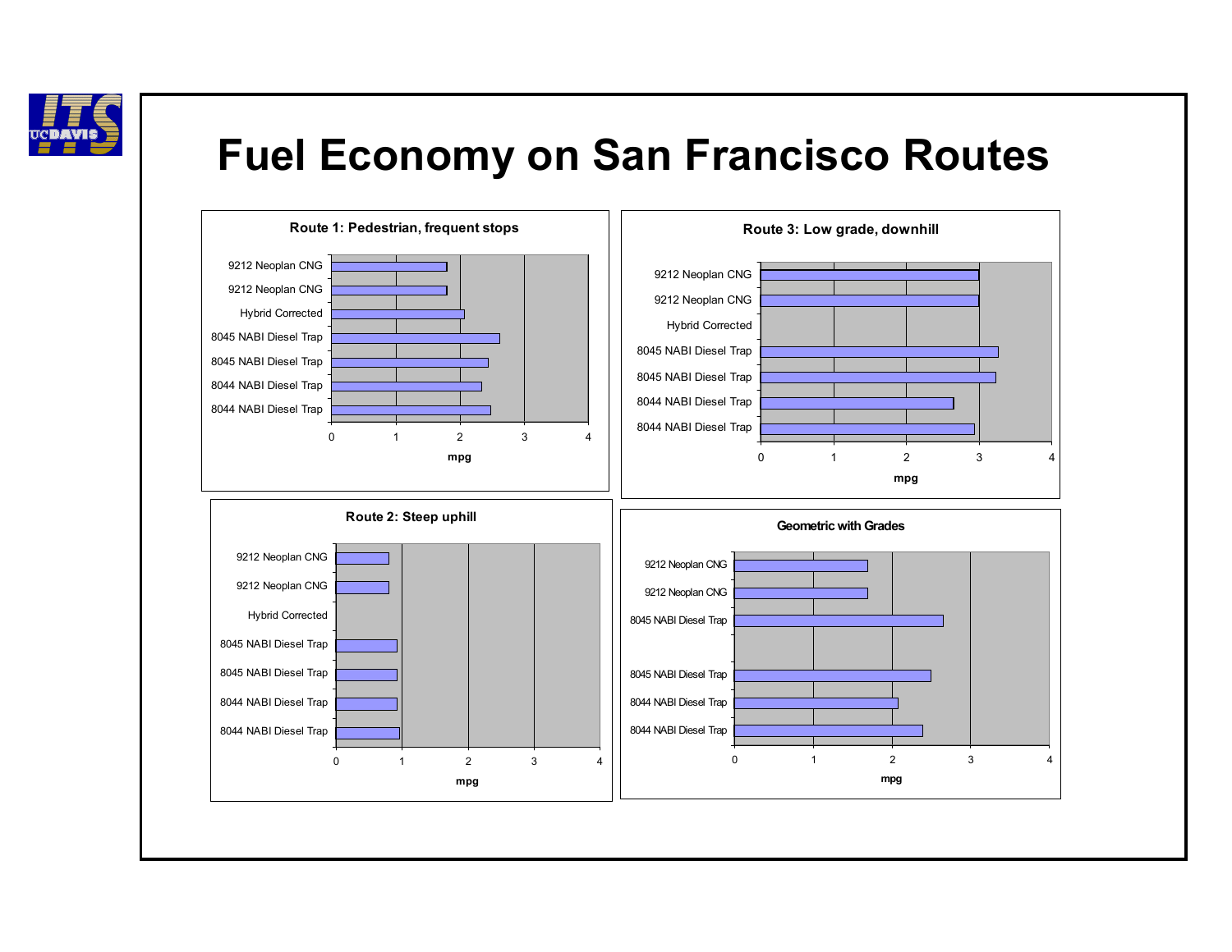# Fuel Economy on San Francisco Routes

### Route 1: Pedestrian, frequent stops

- 9212 Neoplan CNG
- 9212 Neoplan CNG
- Hybrid Corrected
- 8045 NABI Diesel Trap
- 8045 NABI Diesel Trap
- 8044 NABI Diesel Trap
- 8044 NABI Diesel Trap

Axis: 0, 1, 2, 3, 4 — mpg

### Route 3: Low grade, downhill

- 9212 Neoplan CNG
- 9212 Neoplan CNG
- Hybrid Corrected
- 8045 NABI Diesel Trap
- 8045 NABI Diesel Trap
- 8044 NABI Diesel Trap
- 8044 NABI Diesel Trap

Axis: 0, 1, 2, 3, 4 — mpg

### Route 2: Steep uphill

- 9212 Neoplan CNG
- 9212 Neoplan CNG
- Hybrid Corrected
- 8045 NABI Diesel Trap
- 8045 NABI Diesel Trap
- 8044 NABI Diesel Trap
- 8044 NABI Diesel Trap

Axis: 0, 1, 2, 3, 4 — mpg

### Geometric with Grades

- 9212 Neoplan CNG
- 9212 Neoplan CNG
- 8045 NABI Diesel Trap
- 8045 NABI Diesel Trap
- 8044 NABI Diesel Trap
- 8044 NABI Diesel Trap

Axis: 0, 1, 2, 3, 4 — mpg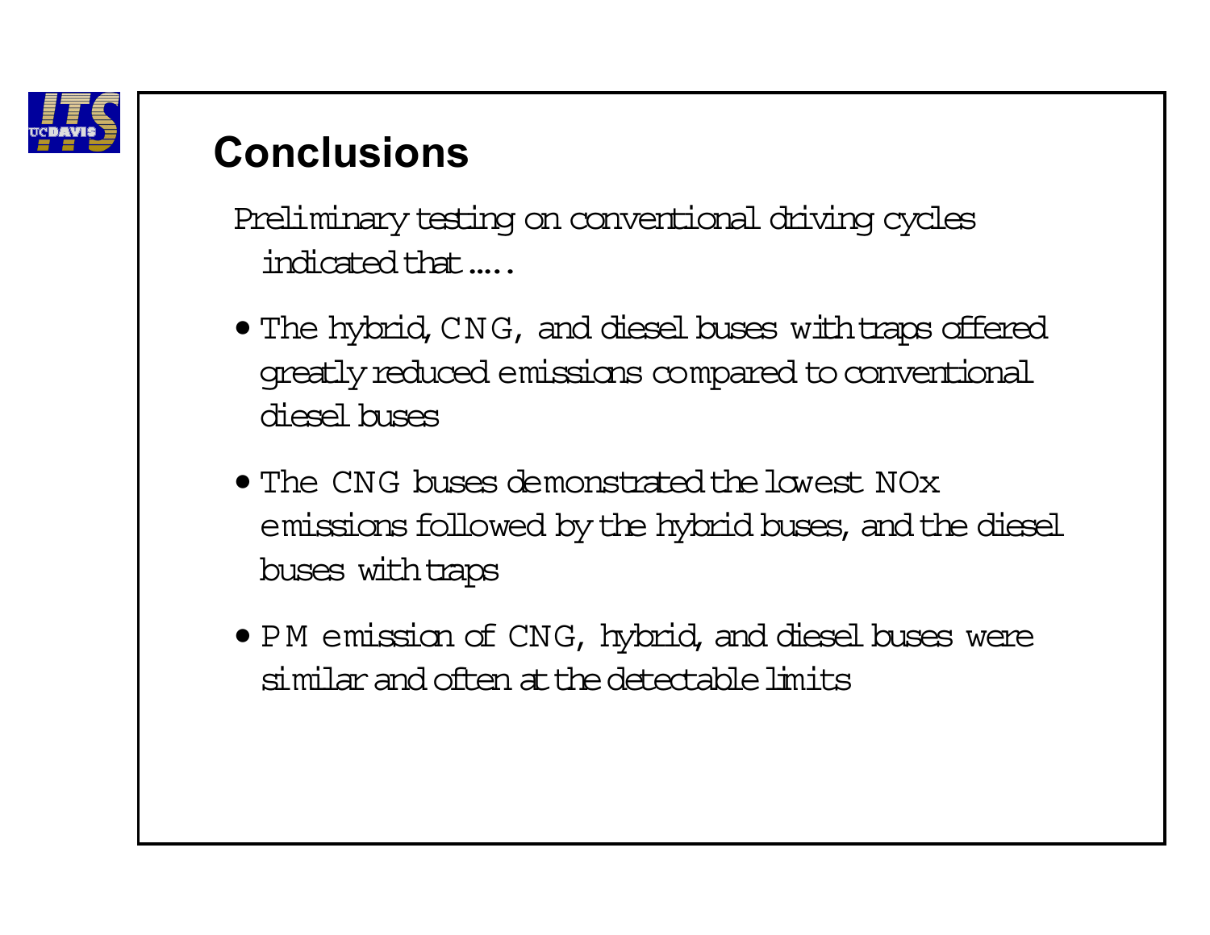## Conclusions

Preliminary testing on conventional driving cycles indicated that .....

- The hybrid, CNG, and diesel buses with traps offered greatly reduced emissions compared to conventional diesel buses
- The CNG buses demonstrated the lowest NOx emissions followed by the hybrid buses, and the diesel buses with traps
- PM emission of CNG, hybrid, and diesel buses were similar and often at the detectable limits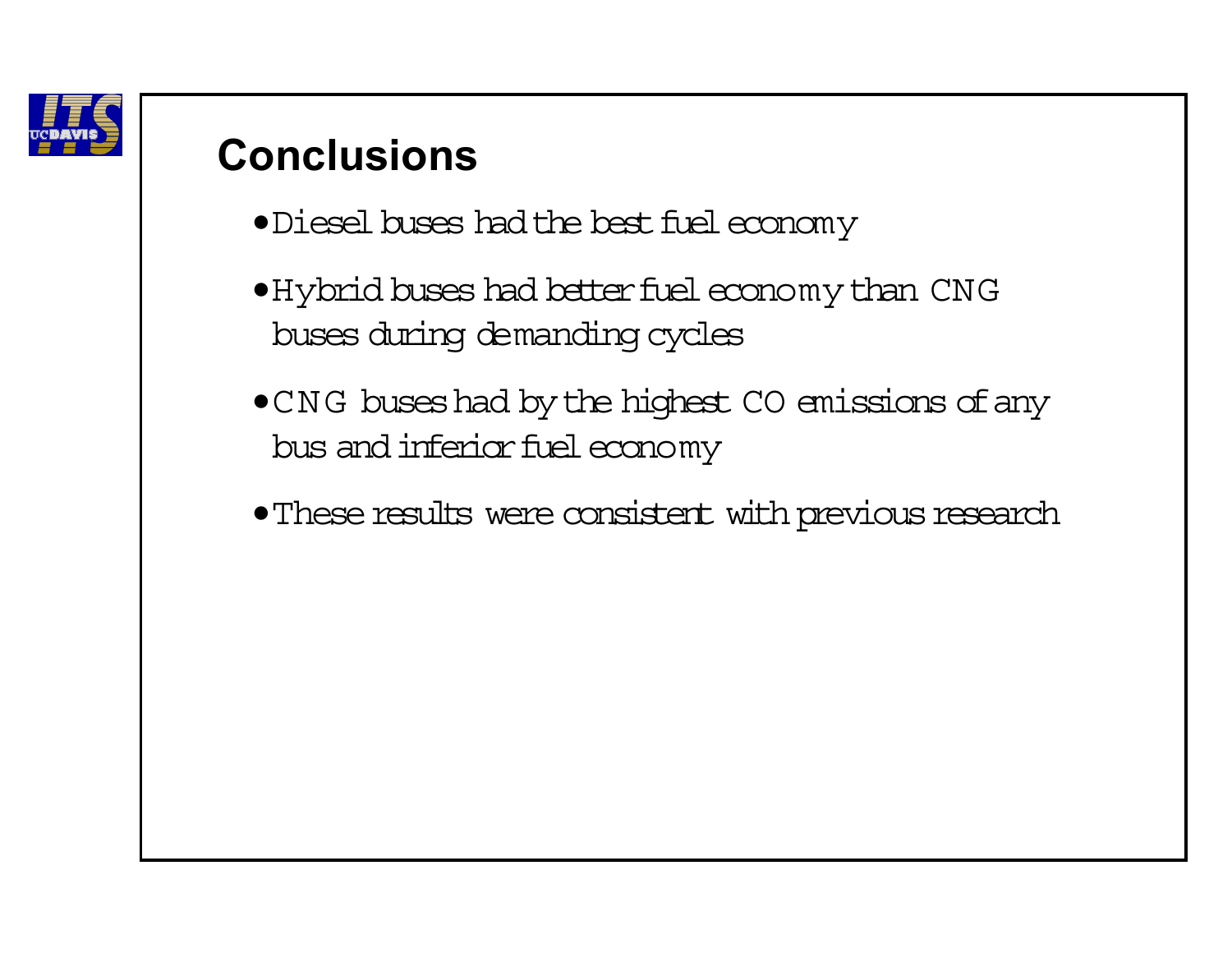## Conclusions

- Diesel buses had the best fuel economy
- Hybrid buses had better fuel economy than CNG buses during demanding cycles
- CNG buses had by the highest CO emissions of any bus and inferior fuel economy
- These results were consistent with previous research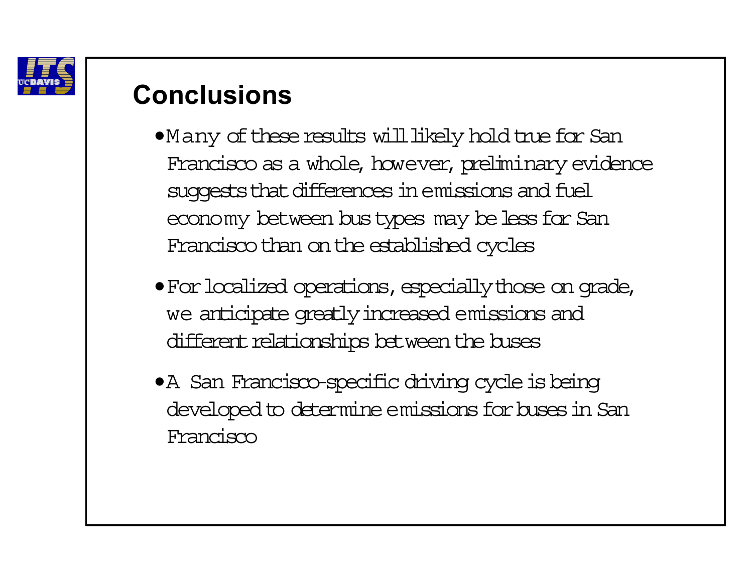## Conclusions

- Many of these results will likely hold true for San Francisco as a whole, however, preliminary evidence suggests that differences in emissions and fuel economy between bus types may be less for San Francisco than on the established cycles
- For localized operations, especially those on grade, we anticipate greatly increased emissions and different relationships between the buses
- A San Francisco-specific driving cycle is being developed to determine emissions for buses in San Francisco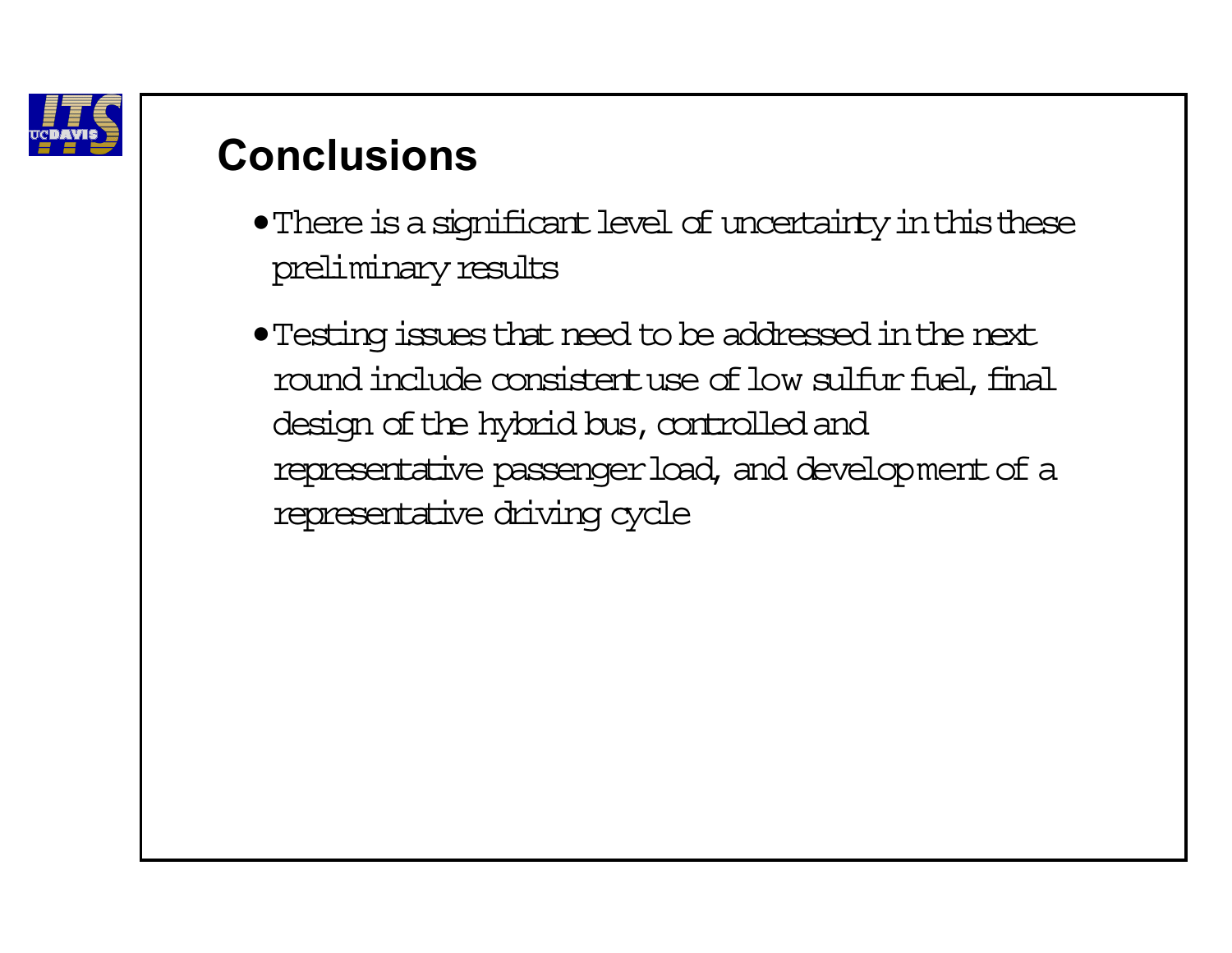## Conclusions

- There is a significant level of uncertainty in this these preliminary results
- Testing issues that need to be addressed in the next round include consistent use of low sulfur fuel, final design of the hybrid bus, controlled and representative passenger load, and development of a representative driving cycle